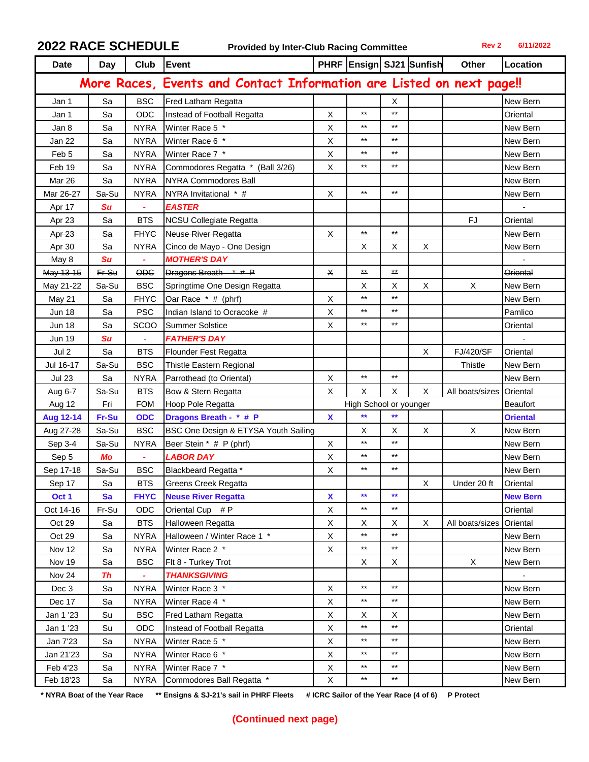## 2022 RACE SCHEDULE

**Provided by Inter-Club Racing Committee**

Rev 2 6/11/2022

| Date | Day | Club | Event | PHRF | Ensign | SJ21 | Sunfish | Other | Location |
|---|---|---|---|---|---|---|---|---|---|
| **More Races, Events and Contact Information are Listed on next page!!** | | | | | | | | | |
| Jan 1 | Sa | BSC | Fred Latham Regatta | | | X | | | New Bern |
| Jan 1 | Sa | ODC | Instead of Football Regatta | X | ** | ** | | | Oriental |
| Jan 8 | Sa | NYRA | Winter Race 5 * | X | ** | ** | | | New Bern |
| Jan 22 | Sa | NYRA | Winter Race 6 * | X | ** | ** | | | New Bern |
| Feb 5 | Sa | NYRA | Winter Race 7 * | X | ** | ** | | | New Bern |
| Feb 19 | Sa | NYRA | Commodores Regatta * (Ball 3/26) | X | ** | ** | | | New Bern |
| Mar 26 | Sa | NYRA | NYRA Commodores Ball | | | | | | New Bern |
| Mar 26-27 | Sa-Su | NYRA | NYRA Invitational * # | X | ** | ** | | | New Bern |
| Apr 17 | *Su* | - | ***EASTER*** | | | | | | - |
| Apr 23 | Sa | BTS | NCSU Collegiate Regatta | | | | | FJ | Oriental |
| ~~Apr 23~~ | ~~Sa~~ | ~~FHYC~~ | ~~Neuse River Regatta~~ | ~~X~~ | ~~**~~ | ~~**~~ | | | ~~New Bern~~ |
| Apr 30 | Sa | NYRA | Cinco de Mayo - One Design | | X | X | X | | New Bern |
| May 8 | *Su* | - | ***MOTHER'S DAY*** | | | | | | - |
| ~~May 13-15~~ | ~~Fr-Su~~ | ~~ODC~~ | ~~Dragons Breath - * # P~~ | ~~X~~ | ~~**~~ | ~~**~~ | | | ~~Oriental~~ |
| May 21-22 | Sa-Su | BSC | Springtime One Design Regatta | | X | X | X | X | New Bern |
| May 21 | Sa | FHYC | Oar Race * # (phrf) | X | ** | ** | | | New Bern |
| Jun 18 | Sa | PSC | Indian Island to Ocracoke # | X | ** | ** | | | Pamlico |
| Jun 18 | Sa | SCOO | Summer Solstice | X | ** | ** | | | Oriental |
| Jun 19 | *Su* | - | ***FATHER'S DAY*** | | | | | | - |
| Jul 2 | Sa | BTS | Flounder Fest Regatta | | | | X | FJ/420/SF | Oriental |
| Jul 16-17 | Sa-Su | BSC | Thistle Eastern Regional | | | | | Thistle | New Bern |
| Jul 23 | Sa | NYRA | Parrothead (to Oriental) | X | ** | ** | | | New Bern |
| Aug 6-7 | Sa-Su | BTS | Bow & Stern Regatta | X | X | X | X | All boats/sizes | Oriental |
| Aug 12 | Fri | FOM | Hoop Pole Regatta | High School or younger | | | | | Beaufort |
| **Aug 12-14** | **Fr-Su** | **ODC** | **Dragons Breath - * # P** | **X** | ** | ** | | | **Oriental** |
| Aug 27-28 | Sa-Su | BSC | BSC One Design & ETYSA Youth Sailing | | X | X | X | X | New Bern |
| Sep 3-4 | Sa-Su | NYRA | Beer Stein * # P (phrf) | X | ** | ** | | | New Bern |
| Sep 5 | *Mo* | - | ***LABOR DAY*** | X | ** | ** | | | New Bern |
| Sep 17-18 | Sa-Su | BSC | Blackbeard Regatta * | X | ** | ** | | | New Bern |
| Sep 17 | Sa | BTS | Greens Creek Regatta | | | | X | Under 20 ft | Oriental |
| **Oct 1** | **Sa** | **FHYC** | **Neuse River Regatta** | **X** | ** | ** | | | **New Bern** |
| Oct 14-16 | Fr-Su | ODC | Oriental Cup # P | X | ** | ** | | | Oriental |
| Oct 29 | Sa | BTS | Halloween Regatta | X | X | X | X | All boats/sizes | Oriental |
| Oct 29 | Sa | NYRA | Halloween / Winter Race 1 * | X | ** | ** | | | New Bern |
| Nov 12 | Sa | NYRA | Winter Race 2 * | X | ** | ** | | | New Bern |
| Nov 19 | Sa | BSC | Flt 8 - Turkey Trot | | X | X | | X | New Bern |
| Nov 24 | *Th* | - | ***THANKSGIVING*** | | | | | | - |
| Dec 3 | Sa | NYRA | Winter Race 3 * | X | ** | ** | | | New Bern |
| Dec 17 | Sa | NYRA | Winter Race 4 * | X | ** | ** | | | New Bern |
| Jan 1 '23 | Su | BSC | Fred Latham Regatta | X | X | X | | | New Bern |
| Jan 1 '23 | Su | ODC | Instead of Football Regatta | X | ** | ** | | | Oriental |
| Jan 7'23 | Sa | NYRA | Winter Race 5 * | X | ** | ** | | | New Bern |
| Jan 21'23 | Sa | NYRA | Winter Race 6 * | X | ** | ** | | | New Bern |
| Feb 4'23 | Sa | NYRA | Winter Race 7 * | X | ** | ** | | | New Bern |
| Feb 18'23 | Sa | NYRA | Commodores Ball Regatta * | X | ** | ** | | | New Bern |

**\* NYRA Boat of the Year Race** **\*\* Ensigns & SJ-21's sail in PHRF Fleets** **# ICRC Sailor of the Year Race (4 of 6)** **P Protect**

**(Continued next page)**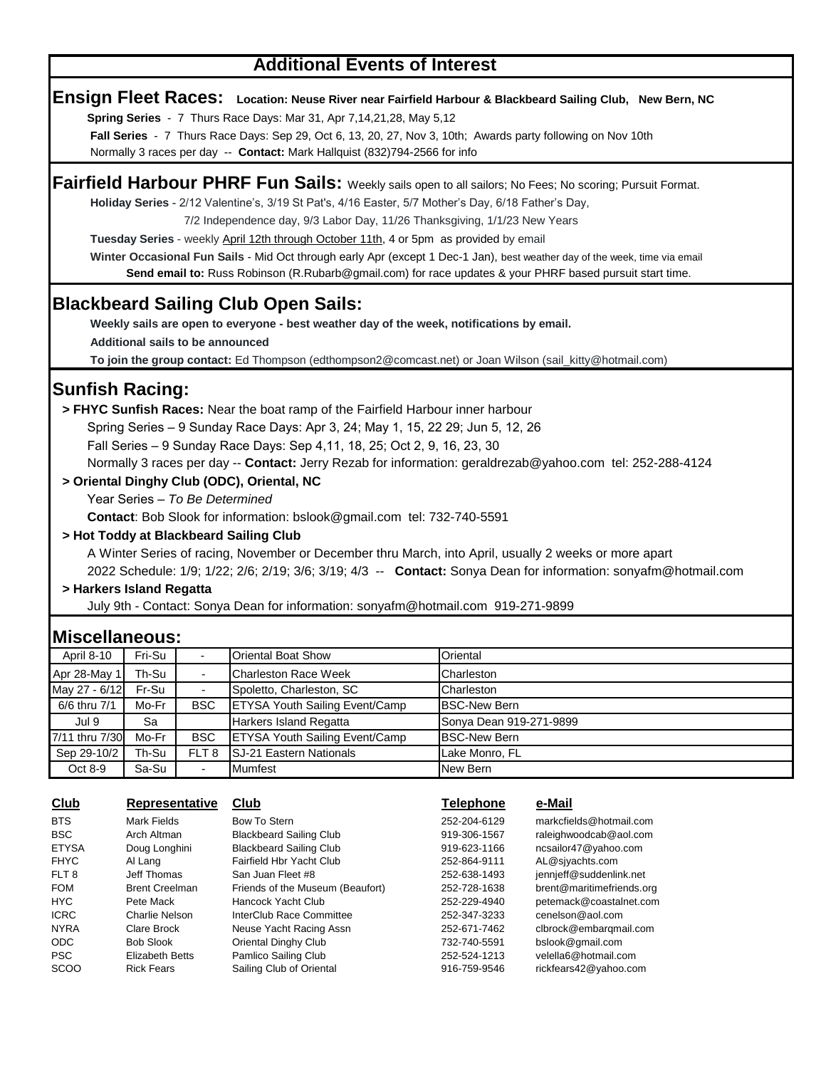# Additional Events of Interest

## Ensign Fleet Races: **Location: Neuse River near Fairfield Harbour & Blackbeard Sailing Club, New Bern, NC**

**Spring Series** - 7 Thurs Race Days: Mar 31, Apr 7,14,21,28, May 5,12

**Fall Series** - 7 Thurs Race Days: Sep 29, Oct 6, 13, 20, 27, Nov 3, 10th; Awards party following on Nov 10th

Normally 3 races per day -- **Contact:** Mark Hallquist (832)794-2566 for info

## Fairfield Harbour PHRF Fun Sails: Weekly sails open to all sailors; No Fees; No scoring; Pursuit Format.

**Holiday Series** - 2/12 Valentine's, 3/19 St Pat's, 4/16 Easter, 5/7 Mother's Day, 6/18 Father's Day, 7/2 Independence day, 9/3 Labor Day, 11/26 Thanksgiving, 1/1/23 New Years

**Tuesday Series** - weekly April 12th through October 11th, 4 or 5pm as provided by email

**Winter Occasional Fun Sails** - Mid Oct through early Apr (except 1 Dec-1 Jan), best weather day of the week, time via email

**Send email to:** Russ Robinson (R.Rubarb@gmail.com) for race updates & your PHRF based pursuit start time.

## Blackbeard Sailing Club Open Sails:

**Weekly sails are open to everyone - best weather day of the week, notifications by email.**

**Additional sails to be announced**

**To join the group contact:** Ed Thompson (edthompson2@comcast.net) or Joan Wilson (sail_kitty@hotmail.com)

## Sunfish Racing:

**> FHYC Sunfish Races:** Near the boat ramp of the Fairfield Harbour inner harbour

Spring Series – 9 Sunday Race Days: Apr 3, 24; May 1, 15, 22 29; Jun 5, 12, 26

Fall Series – 9 Sunday Race Days: Sep 4,11, 18, 25; Oct 2, 9, 16, 23, 30

Normally 3 races per day -- **Contact:** Jerry Rezab for information: geraldrezab@yahoo.com tel: 252-288-4124

**> Oriental Dinghy Club (ODC), Oriental, NC**

Year Series – *To Be Determined*

**Contact**: Bob Slook for information: bslook@gmail.com tel: 732-740-5591

**> Hot Toddy at Blackbeard Sailing Club**

A Winter Series of racing, November or December thru March, into April, usually 2 weeks or more apart

2022 Schedule: 1/9; 1/22; 2/6; 2/19; 3/6; 3/19; 4/3 -- **Contact:** Sonya Dean for information: sonyafm@hotmail.com

**> Harkers Island Regatta**

July 9th - Contact: Sonya Dean for information: sonyafm@hotmail.com 919-271-9899

## Miscellaneous:

| | | | | |
|---|---|---|---|---|
| April 8-10 | Fri-Su | - | Oriental Boat Show | Oriental |
| Apr 28-May 1 | Th-Su | - | Charleston Race Week | Charleston |
| May 27 - 6/12 | Fr-Su | - | Spoletto, Charleston, SC | Charleston |
| 6/6 thru 7/1 | Mo-Fr | BSC | ETYSA Youth Sailing Event/Camp | BSC-New Bern |
| Jul 9 | Sa | | Harkers Island Regatta | Sonya Dean 919-271-9899 |
| 7/11 thru 7/30 | Mo-Fr | BSC | ETYSA Youth Sailing Event/Camp | BSC-New Bern |
| Sep 29-10/2 | Th-Su | FLT 8 | SJ-21 Eastern Nationals | Lake Monro, FL |
| Oct 8-9 | Sa-Su | - | Mumfest | New Bern |

| Club | Representative | Club | Telephone | e-Mail |
|---|---|---|---|---|
| BTS | Mark Fields | Bow To Stern | 252-204-6129 | markcfields@hotmail.com |
| BSC | Arch Altman | Blackbeard Sailing Club | 919-306-1567 | raleighwoodcab@aol.com |
| ETYSA | Doug Longhini | Blackbeard Sailing Club | 919-623-1166 | ncsailor47@yahoo.com |
| FHYC | Al Lang | Fairfield Hbr Yacht Club | 252-864-9111 | AL@sjyachts.com |
| FLT 8 | Jeff Thomas | San Juan Fleet #8 | 252-638-1493 | jennjeff@suddenlink.net |
| FOM | Brent Creelman | Friends of the Museum (Beaufort) | 252-728-1638 | brent@maritimefriends.org |
| HYC | Pete Mack | Hancock Yacht Club | 252-229-4940 | petemack@coastalnet.com |
| ICRC | Charlie Nelson | InterClub Race Committee | 252-347-3233 | cenelson@aol.com |
| NYRA | Clare Brock | Neuse Yacht Racing Assn | 252-671-7462 | clbrock@embarqmail.com |
| ODC | Bob Slook | Oriental Dinghy Club | 732-740-5591 | bslook@gmail.com |
| PSC | Elizabeth Betts | Pamlico Sailing Club | 252-524-1213 | velella6@hotmail.com |
| SCOO | Rick Fears | Sailing Club of Oriental | 916-759-9546 | rickfears42@yahoo.com |